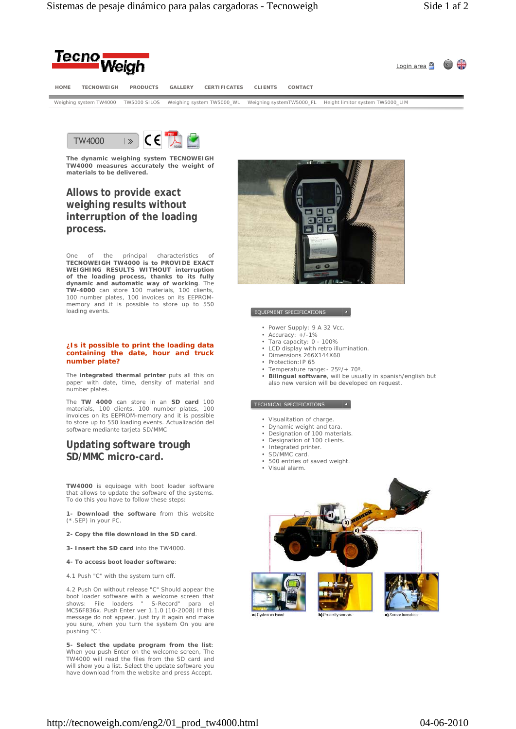Login area

HOME TECNOWEIGH PRODUCTS GALLERY CERTIFICATES CLIENTS CONTACT

Weighing system TW4000 TW5000 SILOS Weighing system TW5000_WL Weighing systemTW5000_FL Height limitor system TW5000_LIM

TW4000

**The dynamic weighing system TECNOWEIGH TW4000 measures accurately the weight of materials to be delivered.**

## Allows to provide exact weighing results without interruption of the loading process.

One of the principal characteristics of **TECNOWEIGH TW4000 is to PROVIDE EXACT WEIGHING RESULTS WITHOUT interruption of the loading process, thanks to its fully dynamic and automatic way of working**. The **TW-4000** can store 100 materials, 100 clients, 100 number plates, 100 invoices on its EEPROM-memory and it is possible to store up to 550 loading events.

### ¿Is it possible to print the loading data containing the date, hour and truck number plate?

The **integrated thermal printer** puts all this on paper with date, time, density of material and number plates.

The **TW 4000** can store in an **SD card** 100 materials, 100 clients, 100 number plates, 100 invoices on its EEPROM-memory and it is possible to store up to 550 loading events. Actualización del software mediante tarjeta SD/MMC

## Updating software trough SD/MMC micro-card.

**TW4000** is equipage with boot loader software that allows to update the software of the systems. To do this you have to follow these steps:

**1- Download the software** from this website (*.SEP) in your PC.

**2- Copy the file download in the SD card**.

**3- Insert the SD card** into the TW4000.

**4- To access boot loader software**:

4.1 Push "C" with the system turn off.

4.2 Push On without release "C" Should appear the boot loader software with a welcome screen that shows: File loaders " S-Record" para el MC56F836x. Push Enter ver 1.1.0 (10-2008) If this message do not appear, just try it again and make you sure, when you turn the system On you are pushing "C".

**5- Select the update program from the list**: When you push Enter on the welcome screen, The TW4000 will read the files from the SD card and will show you a list. Select the update software you have download from the website and press Accept.

EQUIPMENT SPECIFICATIONS

- Power Supply: 9 A 32 Vcc.
- Accuracy: +/-1%
- Tara capacity: 0 - 100%
- LCD display with retro illumination.
- Dimensions 266X144X60
- Protection:IP 65
- Temperature range:- 25º/+ 70º.
- **Bilingual software**, will be usually in spanish/english but also new version will be developed on request.

TECHNICAL SPECIFICATIONS

- Visualitation of charge.
- Dynamic weight and tara.
- Designation of 100 materials.
- Designation of 100 clients.
- Integrated printer.
- SD/MMC card.
- 500 entries of saved weight.
- Visual alarm.

a) System on board b) Proximity sensors c) Sensor transducer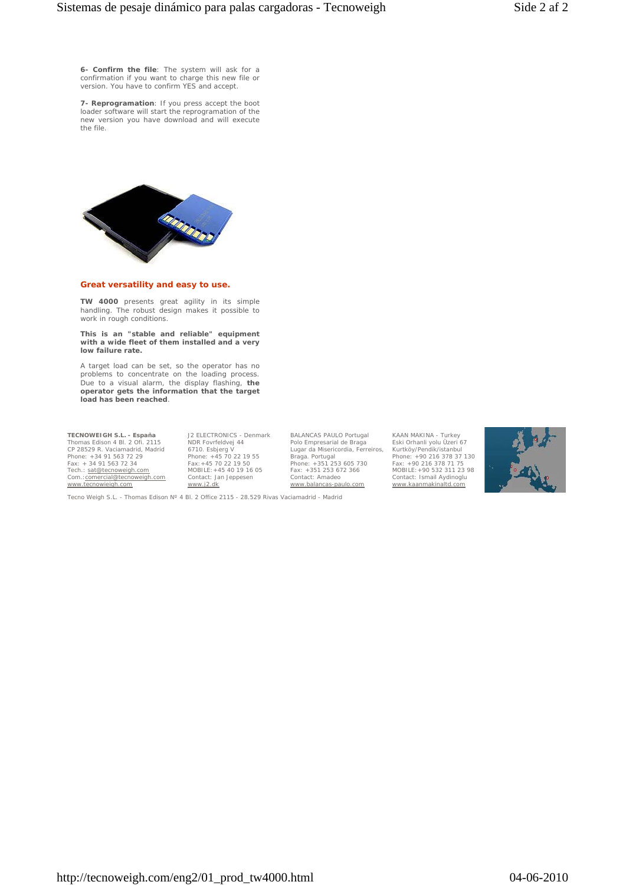**6- Confirm the file**: The system will ask for a confirmation if you want to charge this new file or version. You have to confirm YES and accept.

**7- Reprogramation**: If you press accept the boot loader software will start the reprogramation of the new version you have download and will execute the file.

## Great versatility and easy to use.

**TW 4000** presents great agility in its simple handling. The robust design makes it possible to work in rough conditions.

**This is an "stable and reliable" equipment with a wide fleet of them installed and a very low failure rate.**

A target load can be set, so the operator has no problems to concentrate on the loading process. Due to a visual alarm, the display flashing, **the operator gets the information that the target load has been reached**.

**TECNOWEIGH S.L. - España**
Thomas Edison 4 Bl. 2 Ofi. 2115
CP 28529 R. Vaciamadrid, Madrid
Phone: +34 91 563 72 29
Fax: + 34 91 563 72 34
Tech.: sat@tecnoweigh.com
Com.:comercial@tecnoweigh.com
www.tecnowieigh.com

J2 ELECTRONICS - Denmark
NDR Fovrfeldvej 44
6710. Esbjerg V
Phone: +45 70 22 19 55
Fax:+45 70 22 19 50
MOBILE:+45 40 19 16 05
Contact: Jan Jeppesen
www.j2.dk

BALANCAS PAULO Portugal
Polo Empresarial de Braga
Lugar da Misericordia, Ferreiros,
Braga. Portugal
Phone: +351 253 605 730
Fax: +351 253 672 366
Contact: Amadeo
www.balancas-paulo.com

KAAN MAKINA - Turkey
Eski Orhanli yolu Üzeri 67
Kurtköy/Pendik/istanbul
Phone: +90 216 378 37 130
Fax: +90 216 378 71 75
MOBILE:+90 532 311 23 98
Contact: Ismail Aydinoglu
www.kaanmakinaltd.com

Tecno Weigh S.L. - Thomas Edison Nº 4 Bl. 2 Office 2115 - 28.529 Rivas Vaciamadrid - Madrid